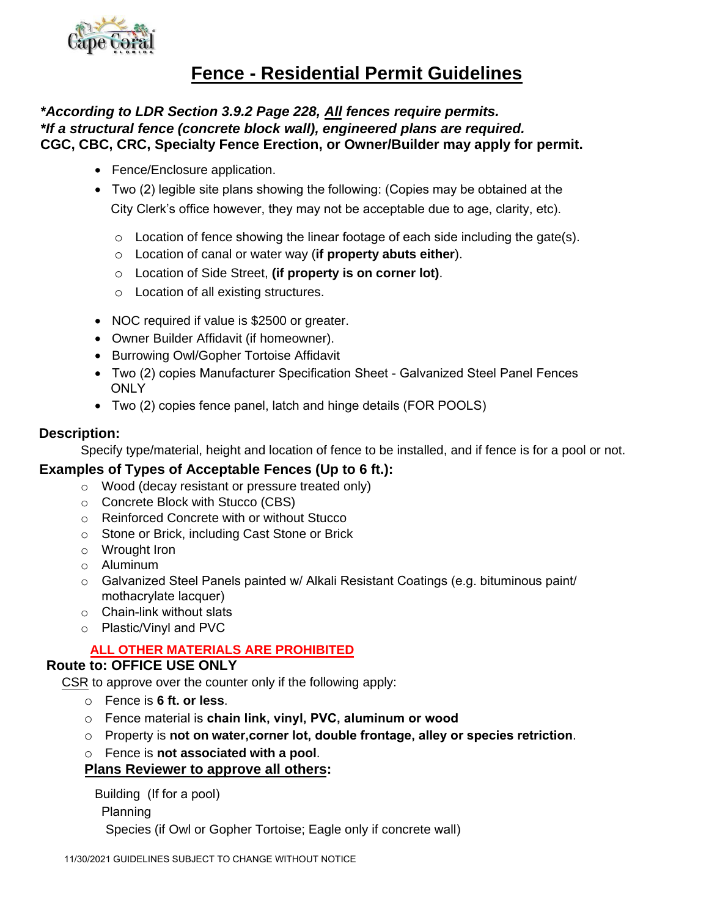# Fence - Residential Permit Guidelines

***According to LDR Section 3.9.2 Page 228, All fences require permits.***
***If a structural fence (concrete block wall), engineered plans are required.***
**CGC, CBC, CRC, Specialty Fence Erection, or Owner/Builder may apply for permit.**

- Fence/Enclosure application.
- Two (2) legible site plans showing the following: (Copies may be obtained at the City Clerk's office however, they may not be acceptable due to age, clarity, etc).
  - Location of fence showing the linear footage of each side including the gate(s).
  - Location of canal or water way (**if property abuts either**).
  - Location of Side Street, **(if property is on corner lot)**.
  - Location of all existing structures.
- NOC required if value is $2500 or greater.
- Owner Builder Affidavit (if homeowner).
- Burrowing Owl/Gopher Tortoise Affidavit
- Two (2) copies Manufacturer Specification Sheet - Galvanized Steel Panel Fences ONLY
- Two (2) copies fence panel, latch and hinge details (FOR POOLS)

### Description:

Specify type/material, height and location of fence to be installed, and if fence is for a pool or not.

### Examples of Types of Acceptable Fences (Up to 6 ft.):

- Wood (decay resistant or pressure treated only)
- Concrete Block with Stucco (CBS)
- Reinforced Concrete with or without Stucco
- Stone or Brick, including Cast Stone or Brick
- Wrought Iron
- Aluminum
- Galvanized Steel Panels painted w/ Alkali Resistant Coatings (e.g. bituminous paint/ mothacrylate lacquer)
- Chain-link without slats
- Plastic/Vinyl and PVC

**ALL OTHER MATERIALS ARE PROHIBITED**

### Route to: OFFICE USE ONLY

CSR to approve over the counter only if the following apply:

- Fence is **6 ft. or less**.
- Fence material is **chain link, vinyl, PVC, aluminum or wood**
- Property is **not on water,corner lot, double frontage, alley or species retriction**.
- Fence is **not associated with a pool**.

**Plans Reviewer to approve all others:**

Building (If for a pool)
Planning
Species (if Owl or Gopher Tortoise; Eagle only if concrete wall)

11/30/2021 GUIDELINES SUBJECT TO CHANGE WITHOUT NOTICE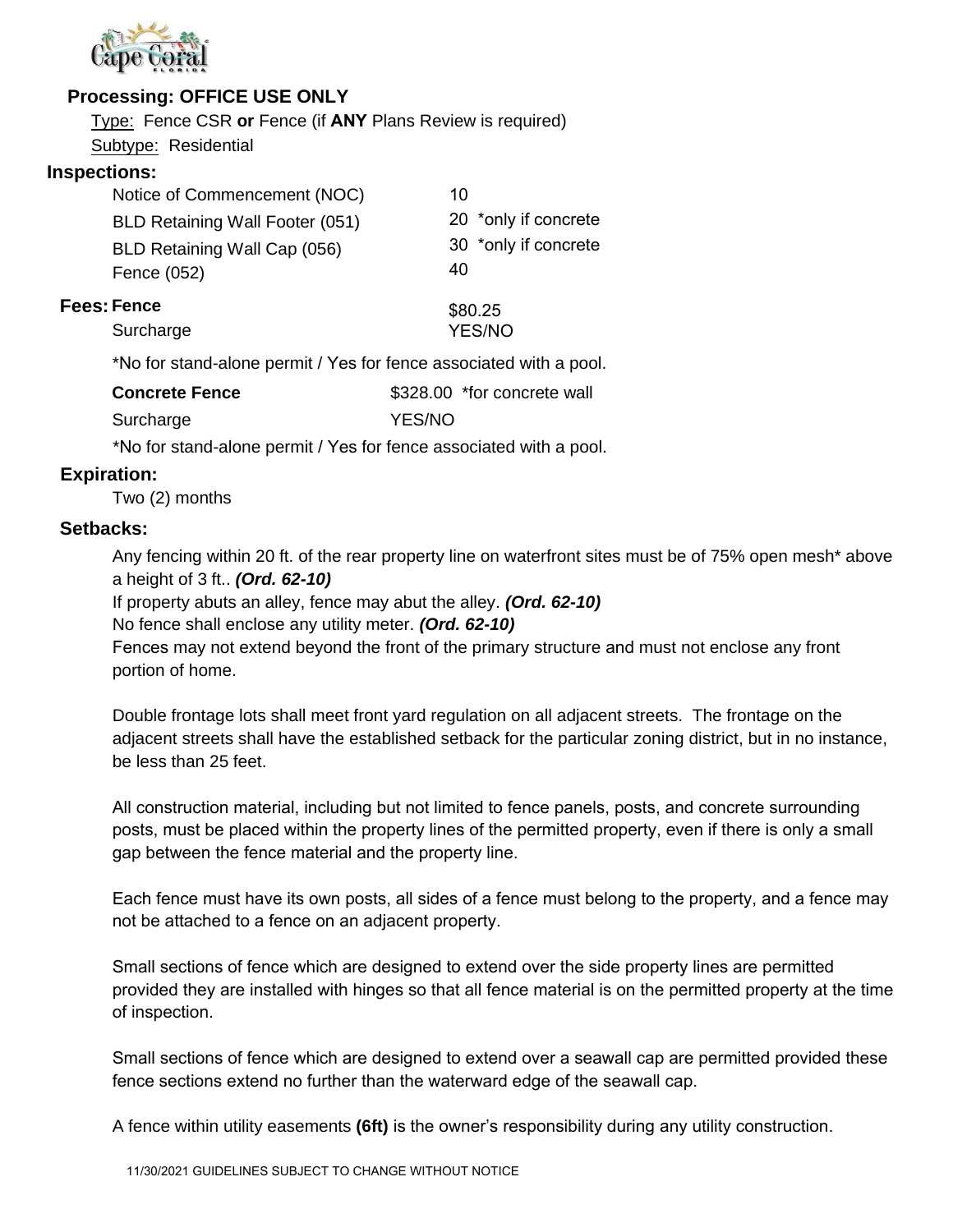## Processing: OFFICE USE ONLY

Type: Fence CSR **or** Fence (if **ANY** Plans Review is required)

Subtype: Residential

## Inspections:

| | |
|---|---|
| Notice of Commencement (NOC) | 10 |
| BLD Retaining Wall Footer (051) | 20 *only if concrete |
| BLD Retaining Wall Cap (056) | 30 *only if concrete |
| Fence (052) | 40 |

## Fees:

| | |
|---|---|
| **Fence** | $80.25 |
| Surcharge | YES/NO |

*No for stand-alone permit / Yes for fence associated with a pool.

| | |
|---|---|
| **Concrete Fence** | $328.00 *for concrete wall |
| Surcharge | YES/NO |

*No for stand-alone permit / Yes for fence associated with a pool.

## Expiration:

Two (2) months

## Setbacks:

Any fencing within 20 ft. of the rear property line on waterfront sites must be of 75% open mesh* above a height of 3 ft.. ***(Ord. 62-10)***

If property abuts an alley, fence may abut the alley. ***(Ord. 62-10)***

No fence shall enclose any utility meter. ***(Ord. 62-10)***

Fences may not extend beyond the front of the primary structure and must not enclose any front portion of home.

Double frontage lots shall meet front yard regulation on all adjacent streets. The frontage on the adjacent streets shall have the established setback for the particular zoning district, but in no instance, be less than 25 feet.

All construction material, including but not limited to fence panels, posts, and concrete surrounding posts, must be placed within the property lines of the permitted property, even if there is only a small gap between the fence material and the property line.

Each fence must have its own posts, all sides of a fence must belong to the property, and a fence may not be attached to a fence on an adjacent property.

Small sections of fence which are designed to extend over the side property lines are permitted provided they are installed with hinges so that all fence material is on the permitted property at the time of inspection.

Small sections of fence which are designed to extend over a seawall cap are permitted provided these fence sections extend no further than the waterward edge of the seawall cap.

A fence within utility easements **(6ft)** is the owner's responsibility during any utility construction.

11/30/2021 GUIDELINES SUBJECT TO CHANGE WITHOUT NOTICE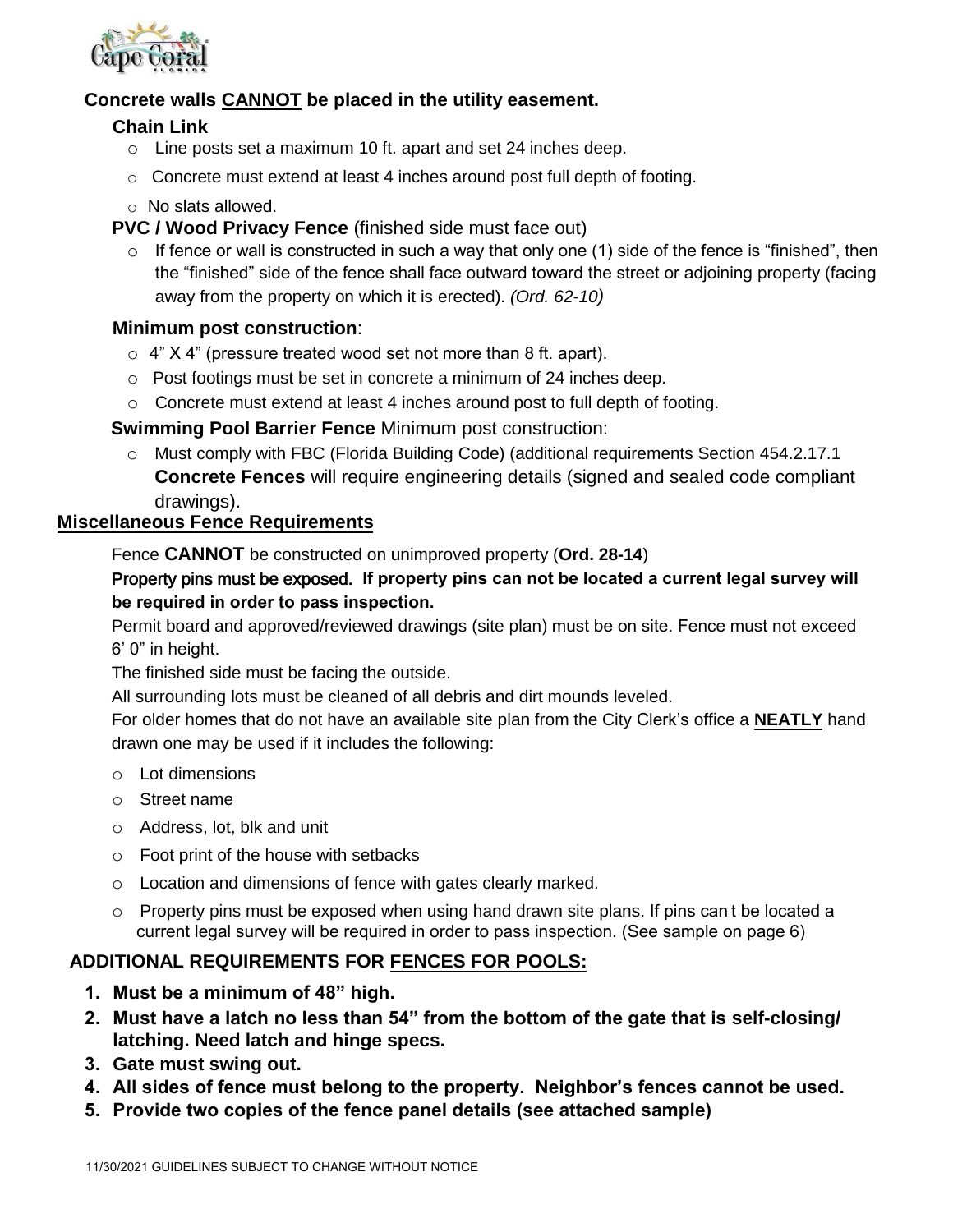**Concrete walls CANNOT be placed in the utility easement.**

**Chain Link**

- Line posts set a maximum 10 ft. apart and set 24 inches deep.
- Concrete must extend at least 4 inches around post full depth of footing.
- No slats allowed.

**PVC / Wood Privacy Fence** (finished side must face out)

- If fence or wall is constructed in such a way that only one (1) side of the fence is "finished", then the "finished" side of the fence shall face outward toward the street or adjoining property (facing away from the property on which it is erected). *(Ord. 62-10)*

**Minimum post construction**:

- 4" X 4" (pressure treated wood set not more than 8 ft. apart).
- Post footings must be set in concrete a minimum of 24 inches deep.
- Concrete must extend at least 4 inches around post to full depth of footing.

**Swimming Pool Barrier Fence** Minimum post construction:

- Must comply with FBC (Florida Building Code) (additional requirements Section 454.2.17.1 **Concrete Fences** will require engineering details (signed and sealed code compliant drawings).

## Miscellaneous Fence Requirements

Fence **CANNOT** be constructed on unimproved property (**Ord. 28-14**)

Property pins must be exposed. **If property pins can not be located a current legal survey will be required in order to pass inspection.**

Permit board and approved/reviewed drawings (site plan) must be on site. Fence must not exceed 6' 0" in height.

The finished side must be facing the outside.

All surrounding lots must be cleaned of all debris and dirt mounds leveled.

For older homes that do not have an available site plan from the City Clerk's office a **NEATLY** hand drawn one may be used if it includes the following:

- Lot dimensions
- Street name
- Address, lot, blk and unit
- Foot print of the house with setbacks
- Location and dimensions of fence with gates clearly marked.
- Property pins must be exposed when using hand drawn site plans. If pins can t be located a current legal survey will be required in order to pass inspection. (See sample on page 6)

## ADDITIONAL REQUIREMENTS FOR FENCES FOR POOLS:

1. **Must be a minimum of 48" high.**
2. **Must have a latch no less than 54" from the bottom of the gate that is self-closing/ latching. Need latch and hinge specs.**
3. **Gate must swing out.**
4. **All sides of fence must belong to the property. Neighbor's fences cannot be used.**
5. **Provide two copies of the fence panel details (see attached sample)**

11/30/2021 GUIDELINES SUBJECT TO CHANGE WITHOUT NOTICE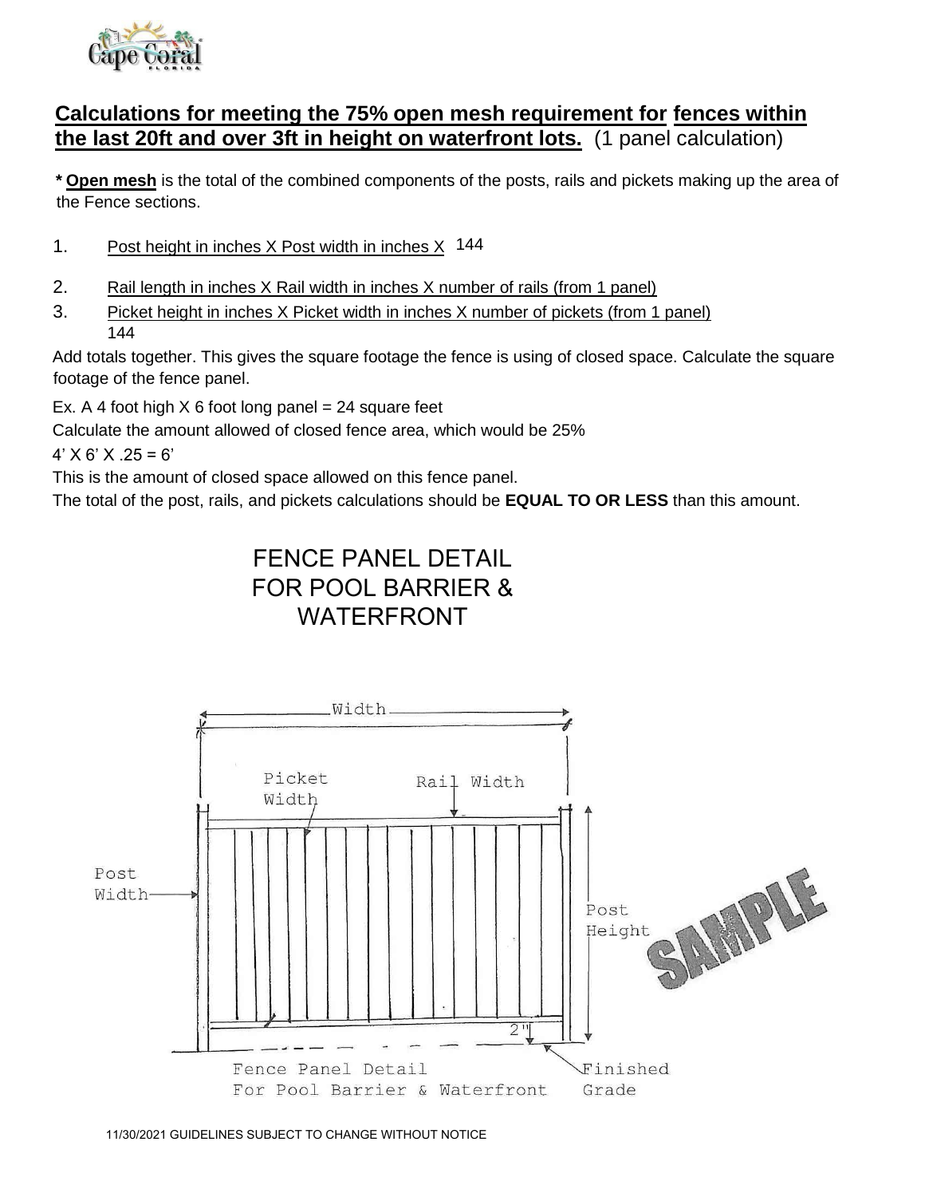**Calculations for meeting the 75% open mesh requirement for fences within the last 20ft and over 3ft in height on waterfront lots.** (1 panel calculation)

**\* Open mesh** is the total of the combined components of the posts, rails and pickets making up the area of the Fence sections.

1. Post height in inches X Post width in inches X 144
2. Rail length in inches X Rail width in inches X number of rails (from 1 panel)
3. Picket height in inches X Picket width in inches X number of pickets (from 1 panel)
   144

Add totals together. This gives the square footage the fence is using of closed space. Calculate the square footage of the fence panel.

Ex. A 4 foot high X 6 foot long panel = 24 square feet

Calculate the amount allowed of closed fence area, which would be 25%

4' X 6' X .25 = 6'

This is the amount of closed space allowed on this fence panel.

The total of the post, rails, and pickets calculations should be **EQUAL TO OR LESS** than this amount.

# FENCE PANEL DETAIL FOR POOL BARRIER & WATERFRONT

Width

Picket Width

Rail Width

Post Width

Post Height

2"

Finished Grade

Fence Panel Detail For Pool Barrier & Waterfront

SAMPLE

11/30/2021 GUIDELINES SUBJECT TO CHANGE WITHOUT NOTICE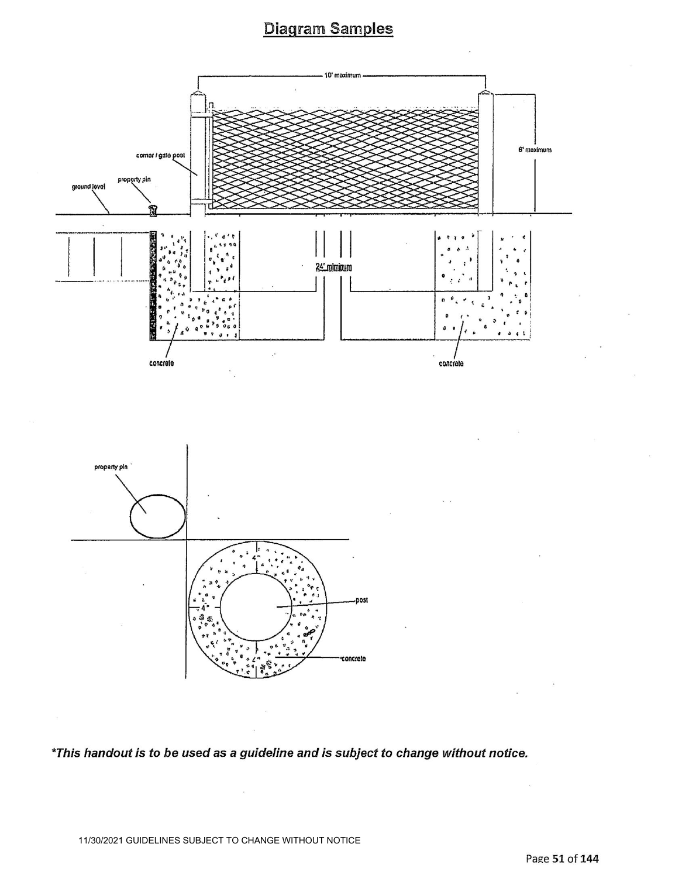## Diagram Samples

10' maximum

6' maximum

corner / gate post

property pin

ground level

24" minimum

concrete

concrete

property pin

4"

4"

4"

post

concrete

***This handout is to be used as a guideline and is subject to change without notice.***

11/30/2021 GUIDELINES SUBJECT TO CHANGE WITHOUT NOTICE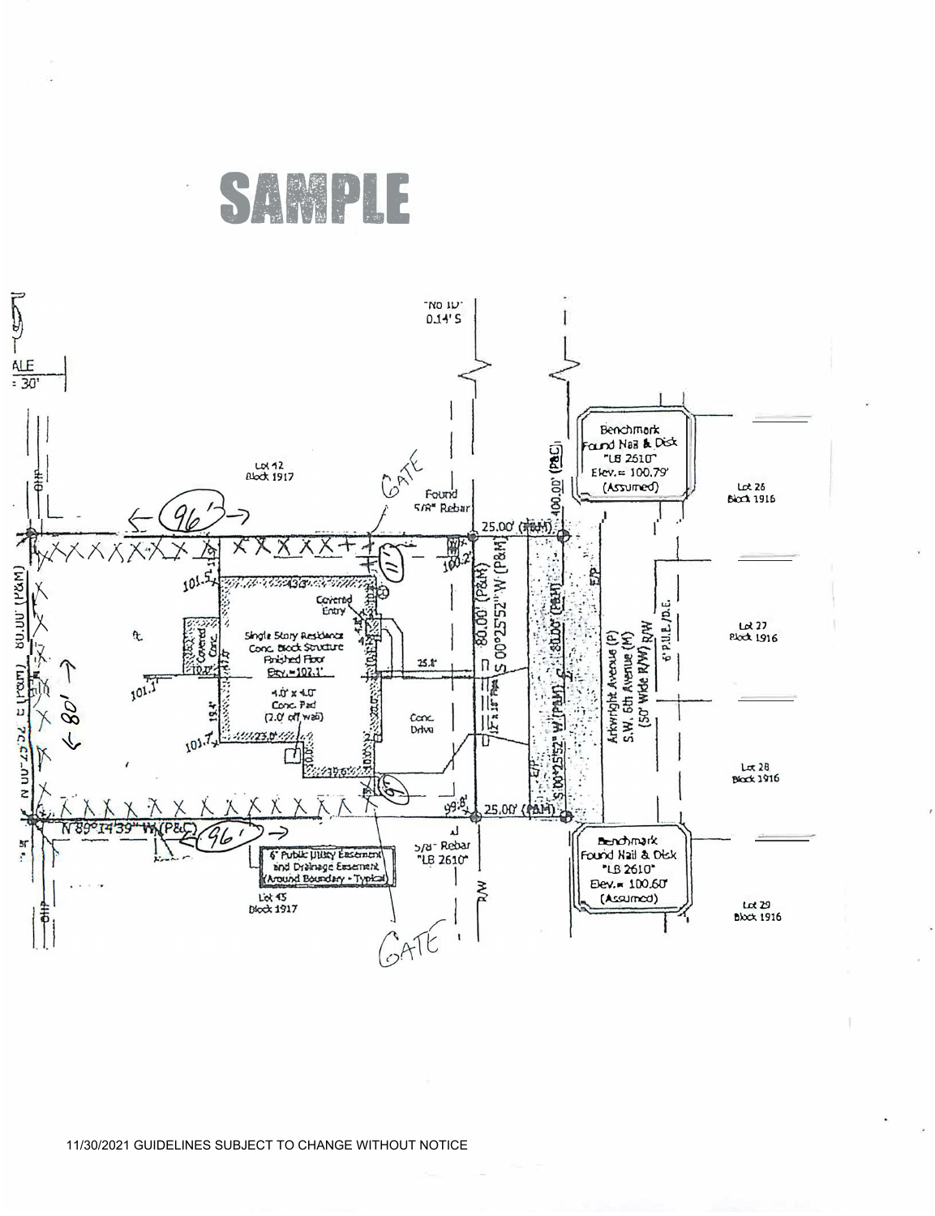# SAMPLE

"NO ID"
0.14' S

SCALE
= 30'

Benchmark
Found Nail & Disk
"LB 2610"
Elev. = 100.79'
(Assumed)

Lot 42
Block 1917

GATE

Found
5/8" Rebar

400.00' (P&C)

Lot 26
Block 1916

96'

25.00' (P&M)

100.2'

11'

101.5

13.3'

Covered
Entry

80.00' (P&M)

S 00°25'52" W (P&M)

Lot 27
Block 1916

Single Story Residence
Conc. Block Structure
Finished Floor
Elev. = 102.1'

25.8'

80.00' (P&M)

Arkwright Avenue (P)
S.W. 6th Avenue (M)
(50' Wide R/W) R/W

6' P.U.E./D.E.

101.1'

4.0' x 4.0'
Conc. Pad
(2.0' off wall)

Conc.
Drive

80'

101.7

23.0'

S 00°25'52" W (P&M)

Lot 28
Block 1916

9'

99.8'

25.00' (P&M)

N 89°14'39" W (P&C)

96'

6" Public Utility Easement
and Drainage Easement
(Around Boundary - Typical)

5/8" Rebar
"LB 2610"

Benchmark
Found Nail & Disk
"LB 2610"
Elev. = 100.60'
(Assumed)

Lot 45
Block 1917

Lot 29
Block 1916

GATE